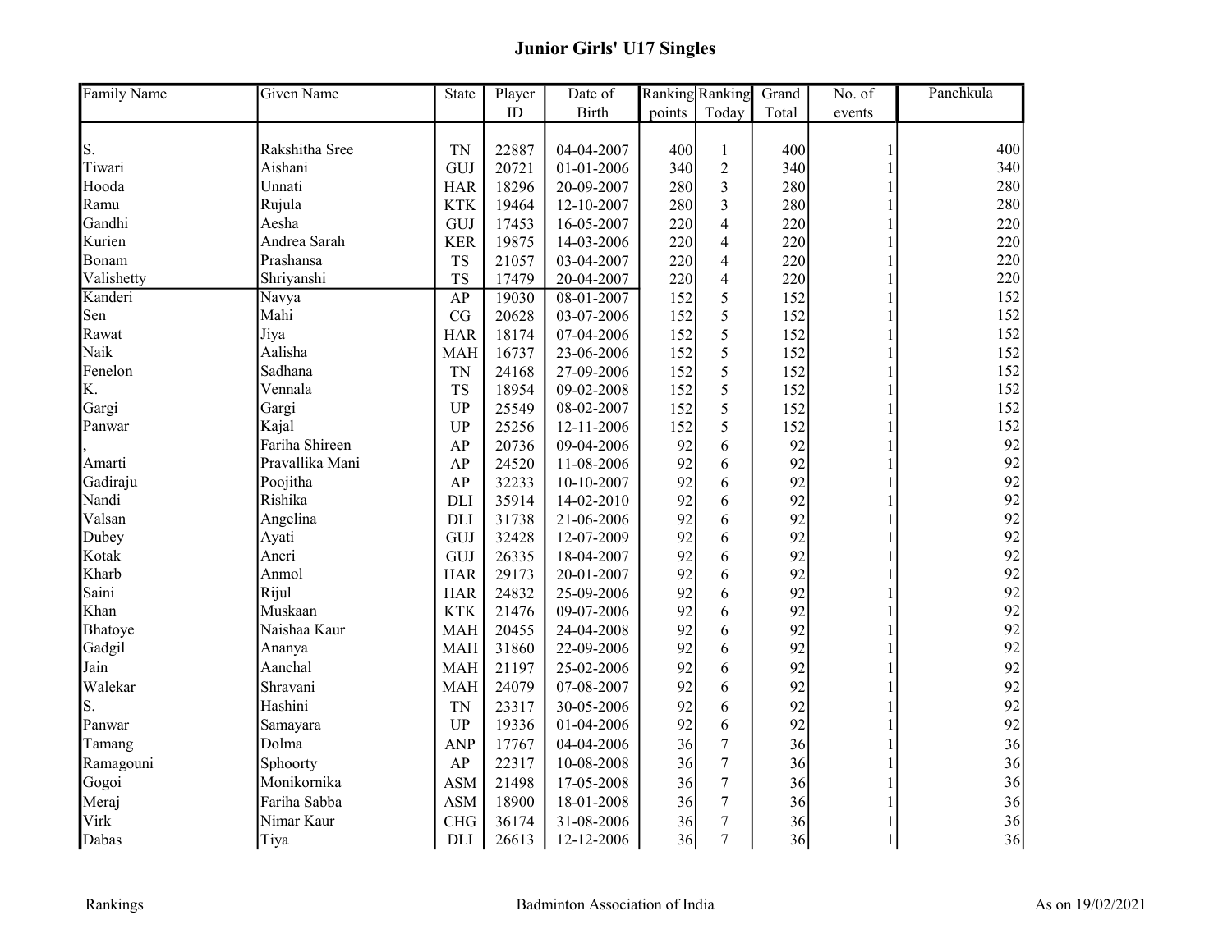# Junior Girls' U17 Singles

| Family Name | Given Name | State | Player ID | Date of Birth | Ranking points | Ranking Today | Grand Total | No. of events | Panchkula |
|---|---|---|---|---|---|---|---|---|---|
| S. | Rakshitha Sree | TN | 22887 | 04-04-2007 | 400 | 1 | 400 | 1 | 400 |
| Tiwari | Aishani | GUJ | 20721 | 01-01-2006 | 340 | 2 | 340 | 1 | 340 |
| Hooda | Unnati | HAR | 18296 | 20-09-2007 | 280 | 3 | 280 | 1 | 280 |
| Ramu | Rujula | KTK | 19464 | 12-10-2007 | 280 | 3 | 280 | 1 | 280 |
| Gandhi | Aesha | GUJ | 17453 | 16-05-2007 | 220 | 4 | 220 | 1 | 220 |
| Kurien | Andrea Sarah | KER | 19875 | 14-03-2006 | 220 | 4 | 220 | 1 | 220 |
| Bonam | Prashansa | TS | 21057 | 03-04-2007 | 220 | 4 | 220 | 1 | 220 |
| Valishetty | Shriyanshi | TS | 17479 | 20-04-2007 | 220 | 4 | 220 | 1 | 220 |
| Kanderi | Navya | AP | 19030 | 08-01-2007 | 152 | 5 | 152 | 1 | 152 |
| Sen | Mahi | CG | 20628 | 03-07-2006 | 152 | 5 | 152 | 1 | 152 |
| Rawat | Jiya | HAR | 18174 | 07-04-2006 | 152 | 5 | 152 | 1 | 152 |
| Naik | Aalisha | MAH | 16737 | 23-06-2006 | 152 | 5 | 152 | 1 | 152 |
| Fenelon | Sadhana | TN | 24168 | 27-09-2006 | 152 | 5 | 152 | 1 | 152 |
| K. | Vennala | TS | 18954 | 09-02-2008 | 152 | 5 | 152 | 1 | 152 |
| Gargi | Gargi | UP | 25549 | 08-02-2007 | 152 | 5 | 152 | 1 | 152 |
| Panwar | Kajal | UP | 25256 | 12-11-2006 | 152 | 5 | 152 | 1 | 152 |
| , | Fariha Shireen | AP | 20736 | 09-04-2006 | 92 | 6 | 92 | 1 | 92 |
| Amarti | Pravallika Mani | AP | 24520 | 11-08-2006 | 92 | 6 | 92 | 1 | 92 |
| Gadiraju | Poojitha | AP | 32233 | 10-10-2007 | 92 | 6 | 92 | 1 | 92 |
| Nandi | Rishika | DLI | 35914 | 14-02-2010 | 92 | 6 | 92 | 1 | 92 |
| Valsan | Angelina | DLI | 31738 | 21-06-2006 | 92 | 6 | 92 | 1 | 92 |
| Dubey | Ayati | GUJ | 32428 | 12-07-2009 | 92 | 6 | 92 | 1 | 92 |
| Kotak | Aneri | GUJ | 26335 | 18-04-2007 | 92 | 6 | 92 | 1 | 92 |
| Kharb | Anmol | HAR | 29173 | 20-01-2007 | 92 | 6 | 92 | 1 | 92 |
| Saini | Rijul | HAR | 24832 | 25-09-2006 | 92 | 6 | 92 | 1 | 92 |
| Khan | Muskaan | KTK | 21476 | 09-07-2006 | 92 | 6 | 92 | 1 | 92 |
| Bhatoye | Naishaa Kaur | MAH | 20455 | 24-04-2008 | 92 | 6 | 92 | 1 | 92 |
| Gadgil | Ananya | MAH | 31860 | 22-09-2006 | 92 | 6 | 92 | 1 | 92 |
| Jain | Aanchal | MAH | 21197 | 25-02-2006 | 92 | 6 | 92 | 1 | 92 |
| Walekar | Shravani | MAH | 24079 | 07-08-2007 | 92 | 6 | 92 | 1 | 92 |
| S. | Hashini | TN | 23317 | 30-05-2006 | 92 | 6 | 92 | 1 | 92 |
| Panwar | Samayara | UP | 19336 | 01-04-2006 | 92 | 6 | 92 | 1 | 92 |
| Tamang | Dolma | ANP | 17767 | 04-04-2006 | 36 | 7 | 36 | 1 | 36 |
| Ramagouni | Sphoorty | AP | 22317 | 10-08-2008 | 36 | 7 | 36 | 1 | 36 |
| Gogoi | Monikornika | ASM | 21498 | 17-05-2008 | 36 | 7 | 36 | 1 | 36 |
| Meraj | Fariha Sabba | ASM | 18900 | 18-01-2008 | 36 | 7 | 36 | 1 | 36 |
| Virk | Nimar Kaur | CHG | 36174 | 31-08-2006 | 36 | 7 | 36 | 1 | 36 |
| Dabas | Tiya | DLI | 26613 | 12-12-2006 | 36 | 7 | 36 | 1 | 36 |

Rankings — Badminton Association of India — As on 19/02/2021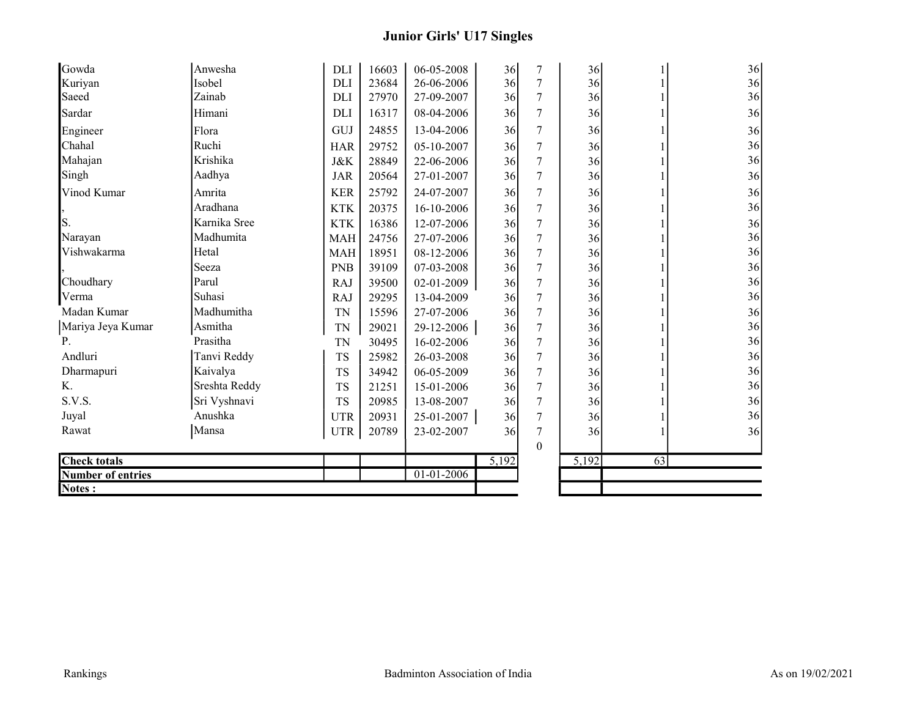# Junior Girls' U17 Singles

| | | | | | | | | | |
|---|---|---|---|---|---|---|---|---|---|
| Gowda | Anwesha | DLI | 16603 | 06-05-2008 | 36 | 7 | 36 | 1 | 36 |
| Kuriyan | Isobel | DLI | 23684 | 26-06-2006 | 36 | 7 | 36 | 1 | 36 |
| Saeed | Zainab | DLI | 27970 | 27-09-2007 | 36 | 7 | 36 | 1 | 36 |
| Sardar | Himani | DLI | 16317 | 08-04-2006 | 36 | 7 | 36 | 1 | 36 |
| Engineer | Flora | GUJ | 24855 | 13-04-2006 | 36 | 7 | 36 | 1 | 36 |
| Chahal | Ruchi | HAR | 29752 | 05-10-2007 | 36 | 7 | 36 | 1 | 36 |
| Mahajan | Krishika | J&K | 28849 | 22-06-2006 | 36 | 7 | 36 | 1 | 36 |
| Singh | Aadhya | JAR | 20564 | 27-01-2007 | 36 | 7 | 36 | 1 | 36 |
| Vinod Kumar | Amrita | KER | 25792 | 24-07-2007 | 36 | 7 | 36 | 1 | 36 |
| , | Aradhana | KTK | 20375 | 16-10-2006 | 36 | 7 | 36 | 1 | 36 |
| S. | Karnika Sree | KTK | 16386 | 12-07-2006 | 36 | 7 | 36 | 1 | 36 |
| Narayan | Madhumita | MAH | 24756 | 27-07-2006 | 36 | 7 | 36 | 1 | 36 |
| Vishwakarma | Hetal | MAH | 18951 | 08-12-2006 | 36 | 7 | 36 | 1 | 36 |
| , | Seeza | PNB | 39109 | 07-03-2008 | 36 | 7 | 36 | 1 | 36 |
| Choudhary | Parul | RAJ | 39500 | 02-01-2009 | 36 | 7 | 36 | 1 | 36 |
| Verma | Suhasi | RAJ | 29295 | 13-04-2009 | 36 | 7 | 36 | 1 | 36 |
| Madan Kumar | Madhumitha | TN | 15596 | 27-07-2006 | 36 | 7 | 36 | 1 | 36 |
| Mariya Jeya Kumar | Asmitha | TN | 29021 | 29-12-2006 | 36 | 7 | 36 | 1 | 36 |
| P. | Prasitha | TN | 30495 | 16-02-2006 | 36 | 7 | 36 | 1 | 36 |
| Andluri | Tanvi Reddy | TS | 25982 | 26-03-2008 | 36 | 7 | 36 | 1 | 36 |
| Dharmapuri | Kaivalya | TS | 34942 | 06-05-2009 | 36 | 7 | 36 | 1 | 36 |
| K. | Sreshta Reddy | TS | 21251 | 15-01-2006 | 36 | 7 | 36 | 1 | 36 |
| S.V.S. | Sri Vyshnavi | TS | 20985 | 13-08-2007 | 36 | 7 | 36 | 1 | 36 |
| Juyal | Anushka | UTR | 20931 | 25-01-2007 | 36 | 7 | 36 | 1 | 36 |
| Rawat | Mansa | UTR | 20789 | 23-02-2007 | 36 | 7 | 36 | 1 | 36 |
| | | | | | | 0 | | | |
| **Check totals** | | | | | 5,192 | | 5,192 | 63 | |
| **Number of entries** | | | | 01-01-2006 | | | | | |
| **Notes :** | | | | | | | | | |